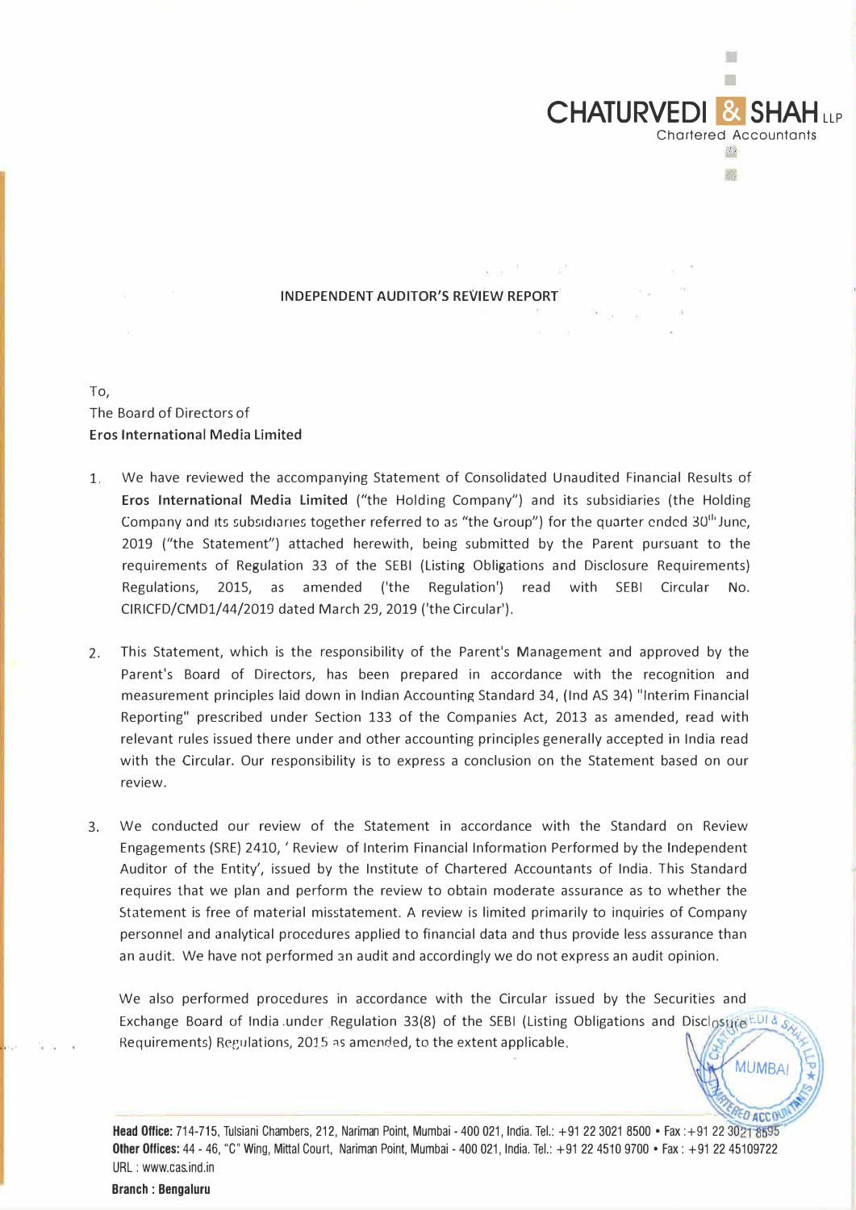**CHATURVEDI & SHAH LLP**
Chartered Accountants

## INDEPENDENT AUDITOR'S REVIEW REPORT

To,
The Board of Directors of
**Eros International Media Limited**

1. We have reviewed the accompanying Statement of Consolidated Unaudited Financial Results of **Eros International Media Limited** ("the Holding Company") and its subsidiaries (the Holding Company and its subsidiaries together referred to as "the Group") for the quarter ended 30th June, 2019 ("the Statement") attached herewith, being submitted by the Parent pursuant to the requirements of Regulation 33 of the SEBI (Listing Obligations and Disclosure Requirements) Regulations, 2015, as amended ('the Regulation') read with SEBI Circular No. CIRICFD/CMD1/44/2019 dated March 29, 2019 ('the Circular').

2. This Statement, which is the responsibility of the Parent's Management and approved by the Parent's Board of Directors, has been prepared in accordance with the recognition and measurement principles laid down in Indian Accounting Standard 34, (Ind AS 34) "Interim Financial Reporting" prescribed under Section 133 of the Companies Act, 2013 as amended, read with relevant rules issued there under and other accounting principles generally accepted in India read with the Circular. Our responsibility is to express a conclusion on the Statement based on our review.

3. We conducted our review of the Statement in accordance with the Standard on Review Engagements (SRE) 2410, ' Review of Interim Financial Information Performed by the Independent Auditor of the Entity', issued by the Institute of Chartered Accountants of India. This Standard requires that we plan and perform the review to obtain moderate assurance as to whether the Statement is free of material misstatement. A review is limited primarily to inquiries of Company personnel and analytical procedures applied to financial data and thus provide less assurance than an audit. We have not performed an audit and accordingly we do not express an audit opinion.

   We also performed procedures in accordance with the Circular issued by the Securities and Exchange Board of India under Regulation 33(8) of the SEBI (Listing Obligations and Disclosure Requirements) Regulations, 2015 as amended, to the extent applicable.

**Head Office:** 714-715, Tulsiani Chambers, 212, Nariman Point, Mumbai - 400 021, India. Tel.: +91 22 3021 8500 • Fax : +91 22 3021 8595
**Other Offices:** 44 - 46, "C" Wing, Mittal Court, Nariman Point, Mumbai - 400 021, India. Tel.: +91 22 4510 9700 • Fax : +91 22 45109722
URL : www.cas.ind.in

**Branch : Bengaluru**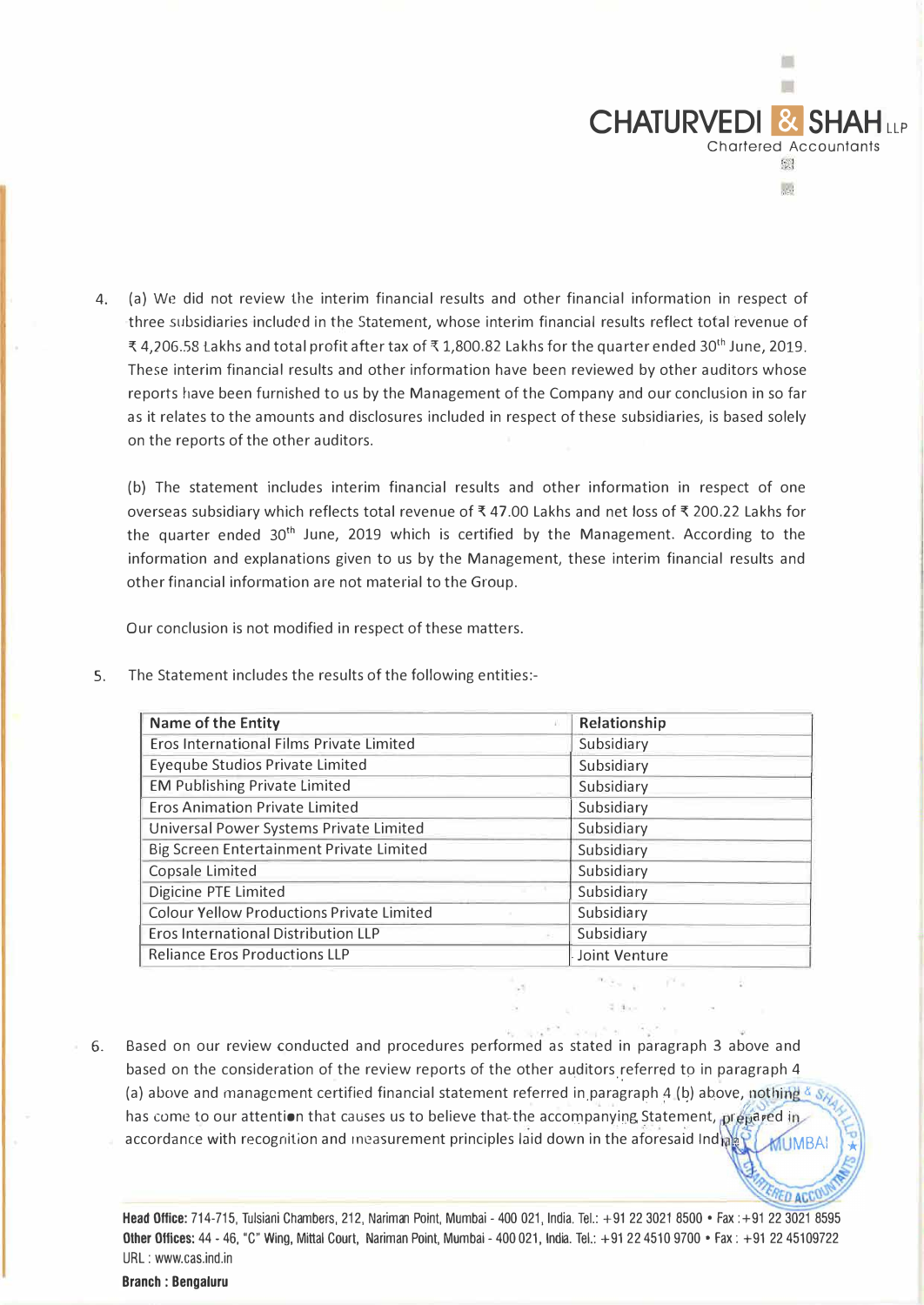4. (a) We did not review the interim financial results and other financial information in respect of three subsidiaries included in the Statement, whose interim financial results reflect total revenue of ₹ 4,206.58 Lakhs and total profit after tax of ₹ 1,800.82 Lakhs for the quarter ended 30th June, 2019. These interim financial results and other information have been reviewed by other auditors whose reports have been furnished to us by the Management of the Company and our conclusion in so far as it relates to the amounts and disclosures included in respect of these subsidiaries, is based solely on the reports of the other auditors.

   (b) The statement includes interim financial results and other information in respect of one overseas subsidiary which reflects total revenue of ₹ 47.00 Lakhs and net loss of ₹ 200.22 Lakhs for the quarter ended 30th June, 2019 which is certified by the Management. According to the information and explanations given to us by the Management, these interim financial results and other financial information are not material to the Group.

   Our conclusion is not modified in respect of these matters.

5. The Statement includes the results of the following entities:-

| Name of the Entity | Relationship |
|---|---|
| Eros International Films Private Limited | Subsidiary |
| Eyeqube Studios Private Limited | Subsidiary |
| EM Publishing Private Limited | Subsidiary |
| Eros Animation Private Limited | Subsidiary |
| Universal Power Systems Private Limited | Subsidiary |
| Big Screen Entertainment Private Limited | Subsidiary |
| Copsale Limited | Subsidiary |
| Digicine PTE Limited | Subsidiary |
| Colour Yellow Productions Private Limited | Subsidiary |
| Eros International Distribution LLP | Subsidiary |
| Reliance Eros Productions LLP | Joint Venture |

6. Based on our review conducted and procedures performed as stated in paragraph 3 above and based on the consideration of the review reports of the other auditors referred to in paragraph 4 (a) above and management certified financial statement referred in paragraph 4 (b) above, nothing has come to our attention that causes us to believe that the accompanying Statement, prepared in accordance with recognition and measurement principles laid down in the aforesaid India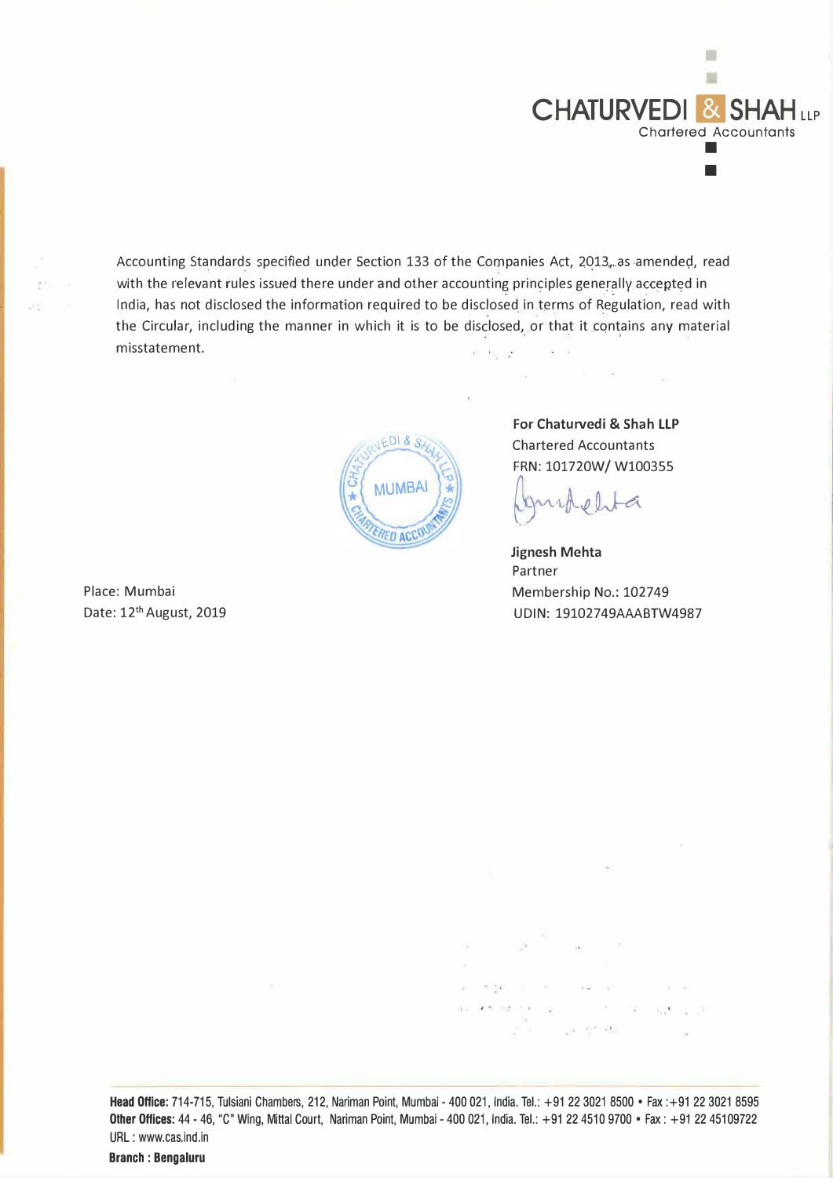Accounting Standards specified under Section 133 of the Companies Act, 2013, as amended, read with the relevant rules issued there under and other accounting principles generally accepted in India, has not disclosed the information required to be disclosed in terms of Regulation, read with the Circular, including the manner in which it is to be disclosed, or that it contains any material misstatement.

**For Chaturvedi & Shah LLP**
Chartered Accountants
FRN: 101720W/ W100355

**Jignesh Mehta**
Partner
Membership No.: 102749
UDIN: 19102749AAABTW4987

Place: Mumbai
Date: 12th August, 2019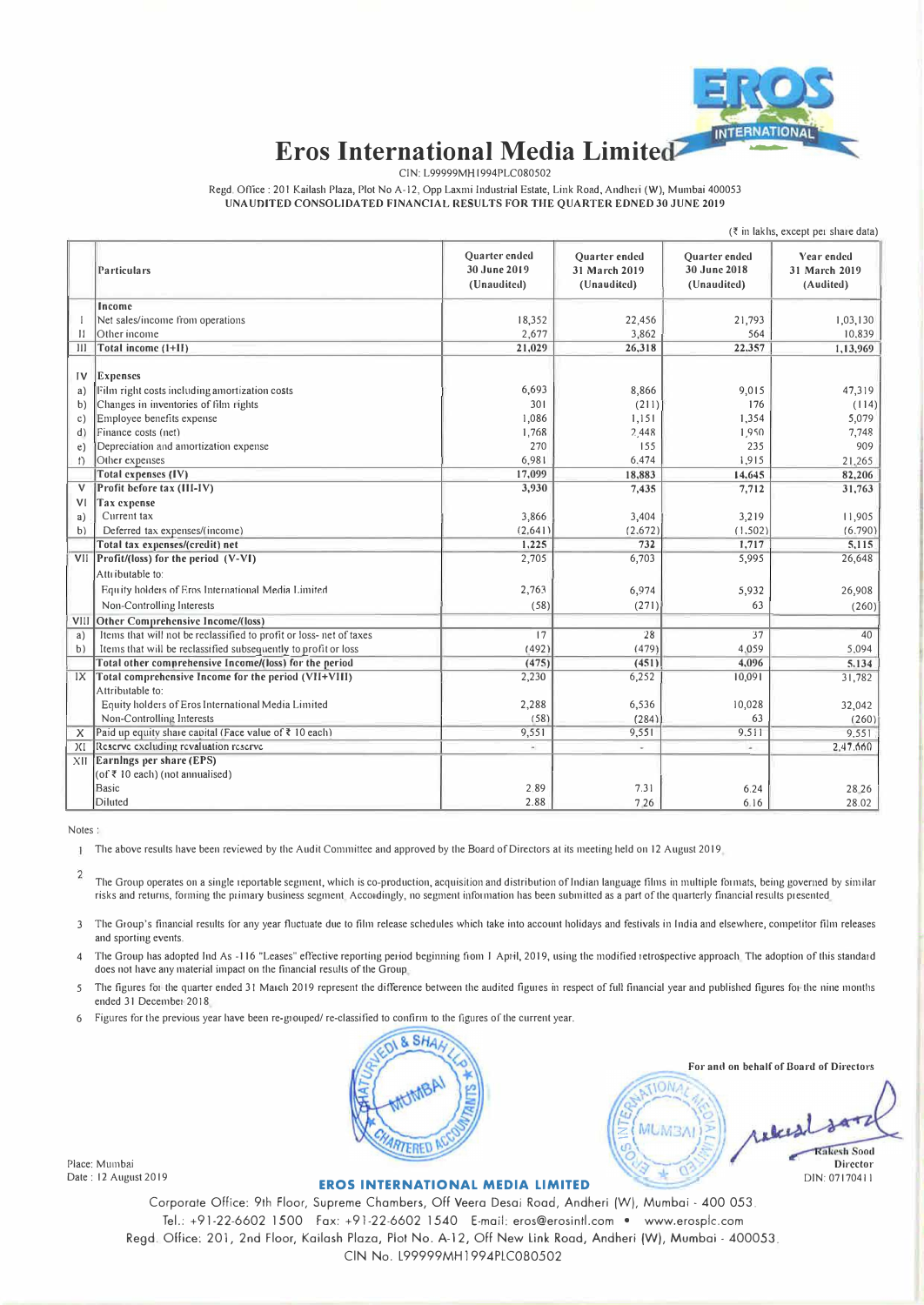# Eros International Media Limited

CIN: L99999MH1994PLC080502

Regd. Office : 201 Kailash Plaza, Plot No A-12, Opp Laxmi Industrial Estate, Link Road, Andheri (W), Mumbai 400053

**UNAUDITED CONSOLIDATED FINANCIAL RESULTS FOR THE QUARTER EDNED 30 JUNE 2019**

(₹ in lakhs, except per share data)

| | Particulars | Quarter ended 30 June 2019 (Unaudited) | Quarter ended 31 March 2019 (Unaudited) | Quarter ended 30 June 2018 (Unaudited) | Year ended 31 March 2019 (Audited) |
|---|---|---|---|---|---|
| | **Income** | | | | |
| I | Net sales/income from operations | 18,352 | 22,456 | 21,793 | 1,03,130 |
| II | Other income | 2,677 | 3,862 | 564 | 10,839 |
| III | **Total income (I+II)** | **21,029** | **26,318** | **22,357** | **1,13,969** |
| IV | **Expenses** | | | | |
| a) | Film right costs including amortization costs | 6,693 | 8,866 | 9,015 | 47,319 |
| b) | Changes in inventories of film rights | 301 | (211) | 176 | (114) |
| c) | Employee benefits expense | 1,086 | 1,151 | 1,354 | 5,079 |
| d) | Finance costs (net) | 1,768 | 2,448 | 1,950 | 7,748 |
| e) | Depreciation and amortization expense | 270 | 155 | 235 | 909 |
| f) | Other expenses | 6,981 | 6,474 | 1,915 | 21,265 |
| | **Total expenses (IV)** | **17,099** | **18,883** | **14,645** | **82,206** |
| V | **Profit before tax (III-IV)** | **3,930** | **7,435** | **7,712** | **31,763** |
| VI | **Tax expense** | | | | |
| a) | Current tax | 3,866 | 3,404 | 3,219 | 11,905 |
| b) | Deferred tax expenses/(income) | (2,641) | (2,672) | (1,502) | (6,790) |
| | **Total tax expenses/(credit) net** | **1,225** | **732** | **1,717** | **5,115** |
| VII | **Profit/(loss) for the period (V-VI)** | 2,705 | 6,703 | 5,995 | 26,648 |
| | Attributable to: | | | | |
| | Equity holders of Eros International Media Limited | 2,763 | 6,974 | 5,932 | 26,908 |
| | Non-Controlling Interests | (58) | (271) | 63 | (260) |
| VIII | **Other Comprehensive Income/(loss)** | | | | |
| a) | Items that will not be reclassified to profit or loss- net of taxes | 17 | 28 | 37 | 40 |
| b) | Items that will be reclassified subsequently to profit or loss | (492) | (479) | 4,059 | 5,094 |
| | **Total other comprehensive Income/(loss) for the period** | **(475)** | **(451)** | **4,096** | **5,134** |
| IX | **Total comprehensive Income for the period (VII+VIII)** | 2,230 | 6,252 | 10,091 | 31,782 |
| | Attributable to: | | | | |
| | Equity holders of Eros International Media Limited | 2,288 | 6,536 | 10,028 | 32,042 |
| | Non-Controlling Interests | (58) | (284) | 63 | (260) |
| X | Paid up equity share capital (Face value of ₹ 10 each) | 9,551 | 9,551 | 9,511 | 9,551 |
| XI | Reserve excluding revaluation reserve | - | - | - | 2,47,660 |
| XII | **Earnings per share (EPS)** | | | | |
| | (of ₹ 10 each) (not annualised) | | | | |
| | Basic | 2.89 | 7.31 | 6.24 | 28.26 |
| | Diluted | 2.88 | 7.26 | 6.16 | 28.02 |

Notes :

1. The above results have been reviewed by the Audit Committee and approved by the Board of Directors at its meeting held on 12 August 2019.
2. The Group operates on a single reportable segment, which is co-production, acquisition and distribution of Indian language films in multiple formats, being governed by similar risks and returns, forming the primary business segment. Accordingly, no segment information has been submitted as a part of the quarterly financial results presented.
3. The Group's financial results for any year fluctuate due to film release schedules which take into account holidays and festivals in India and elsewhere, competitor film releases and sporting events.
4. The Group has adopted Ind As -116 "Leases" effective reporting period beginning from 1 April, 2019, using the modified retrospective approach. The adoption of this standard does not have any material impact on the financial results of the Group.
5. The figures for the quarter ended 31 March 2019 represent the difference between the audited figures in respect of full financial year and published figures for the nine months ended 31 December 2018.
6. Figures for the previous year have been re-grouped/ re-classified to confirm to the figures of the current year.

For and on behalf of Board of Directors

Rakesh Sood
Director
DIN: 07170411

Place: Mumbai
Date : 12 August 2019

**EROS INTERNATIONAL MEDIA LIMITED**

Corporate Office: 9th Floor, Supreme Chambers, Off Veera Desai Road, Andheri (W), Mumbai - 400 053.
Tel.: +91-22-6602 1500 Fax: +91-22-6602 1540 E-mail: eros@erosintl.com • www.erosplc.com
Regd. Office: 201, 2nd Floor, Kailash Plaza, Plot No. A-12, Off New Link Road, Andheri (W), Mumbai - 400053.
CIN No. L99999MH1994PLC080502